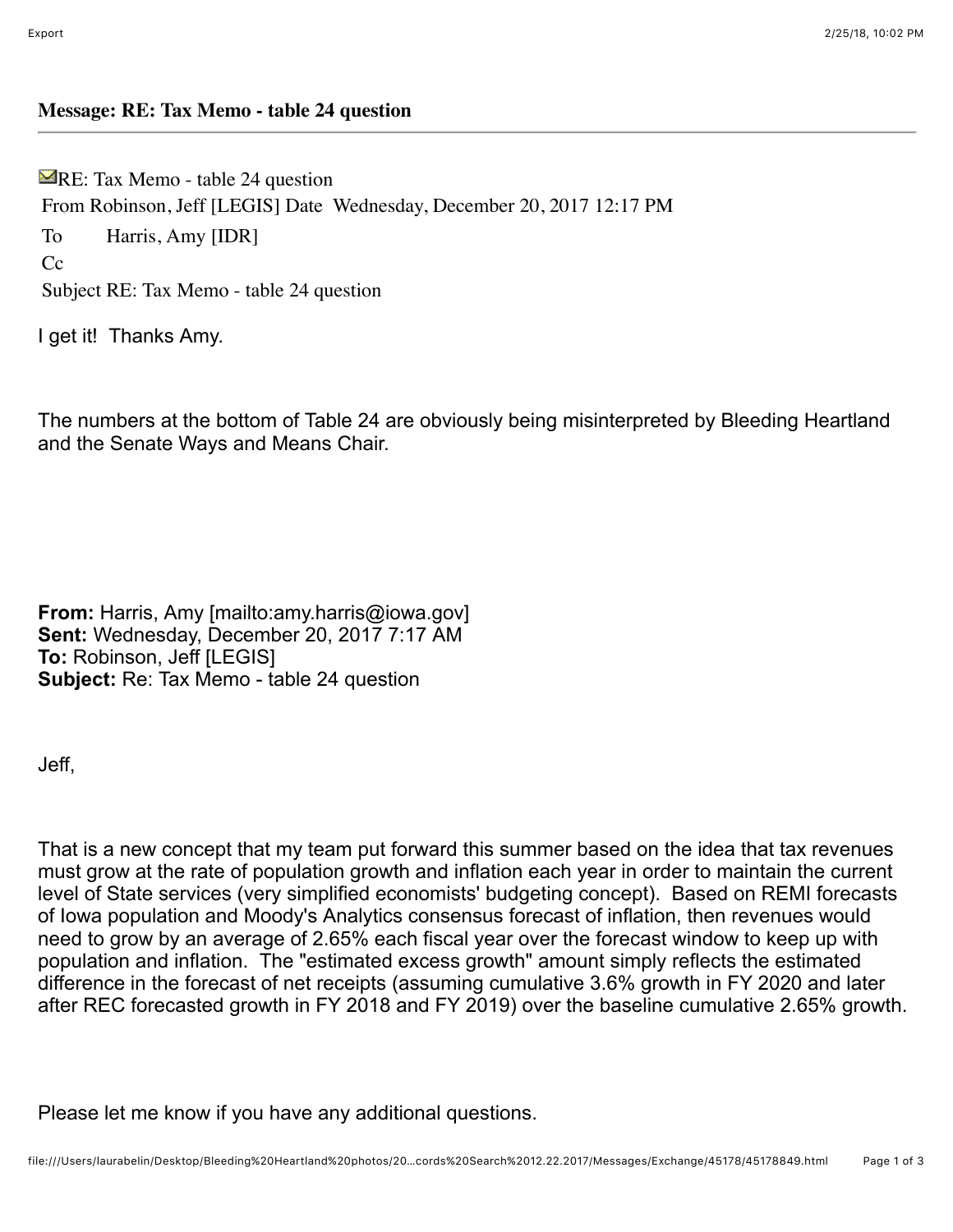**Message: RE: Tax Memo - table 24 question**

RE: Tax Memo - table 24 question

From Robinson, Jeff [LEGIS] Date Wednesday, December 20, 2017 12:17 PM

To Harris, Amy [IDR]

Cc

Subject RE: Tax Memo - table 24 question

I get it! Thanks Amy.

The numbers at the bottom of Table 24 are obviously being misinterpreted by Bleeding Heartland and the Senate Ways and Means Chair.

**From:** Harris, Amy [mailto:amy.harris@iowa.gov]
**Sent:** Wednesday, December 20, 2017 7:17 AM
**To:** Robinson, Jeff [LEGIS]
**Subject:** Re: Tax Memo - table 24 question

Jeff,

That is a new concept that my team put forward this summer based on the idea that tax revenues must grow at the rate of population growth and inflation each year in order to maintain the current level of State services (very simplified economists' budgeting concept). Based on REMI forecasts of Iowa population and Moody's Analytics consensus forecast of inflation, then revenues would need to grow by an average of 2.65% each fiscal year over the forecast window to keep up with population and inflation. The "estimated excess growth" amount simply reflects the estimated difference in the forecast of net receipts (assuming cumulative 3.6% growth in FY 2020 and later after REC forecasted growth in FY 2018 and FY 2019) over the baseline cumulative 2.65% growth.

Please let me know if you have any additional questions.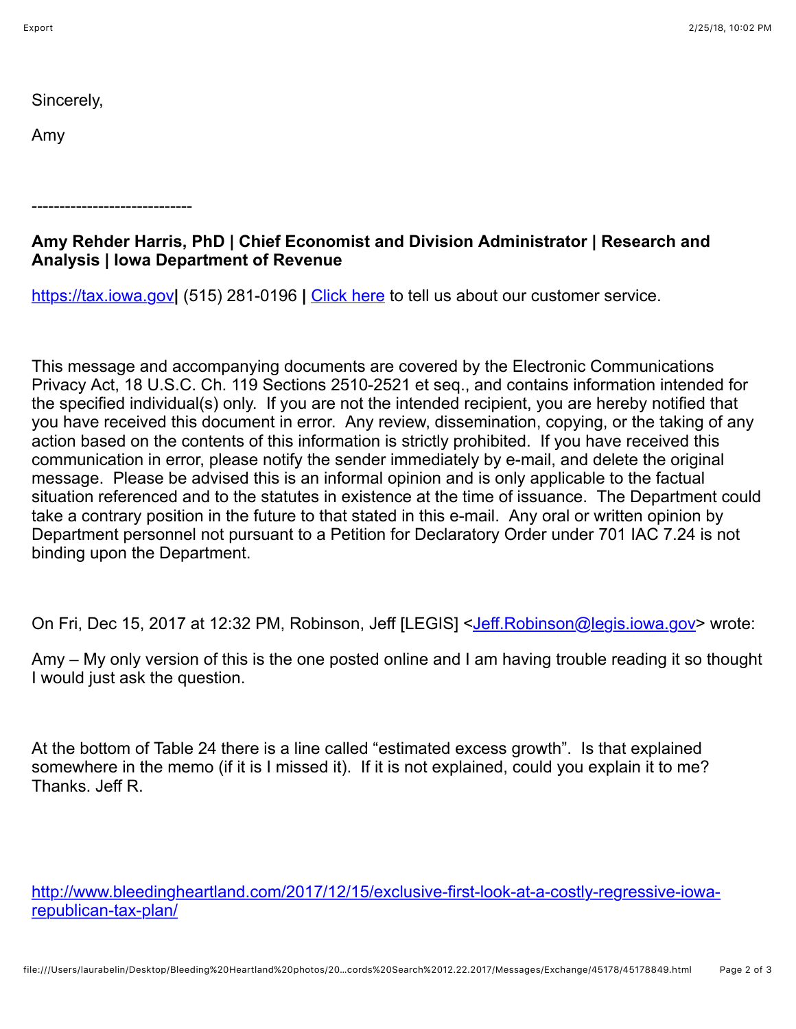Sincerely,

Amy

-----------------------------

**Amy Rehder Harris, PhD | Chief Economist and Division Administrator | Research and Analysis | Iowa Department of Revenue**

https://tax.iowa.gov**|** (515) 281-0196 **|** Click here to tell us about our customer service.

This message and accompanying documents are covered by the Electronic Communications Privacy Act, 18 U.S.C. Ch. 119 Sections 2510-2521 et seq., and contains information intended for the specified individual(s) only. If you are not the intended recipient, you are hereby notified that you have received this document in error. Any review, dissemination, copying, or the taking of any action based on the contents of this information is strictly prohibited. If you have received this communication in error, please notify the sender immediately by e-mail, and delete the original message. Please be advised this is an informal opinion and is only applicable to the factual situation referenced and to the statutes in existence at the time of issuance. The Department could take a contrary position in the future to that stated in this e-mail. Any oral or written opinion by Department personnel not pursuant to a Petition for Declaratory Order under 701 IAC 7.24 is not binding upon the Department.

On Fri, Dec 15, 2017 at 12:32 PM, Robinson, Jeff [LEGIS] <Jeff.Robinson@legis.iowa.gov> wrote:

Amy – My only version of this is the one posted online and I am having trouble reading it so thought I would just ask the question.

At the bottom of Table 24 there is a line called "estimated excess growth". Is that explained somewhere in the memo (if it is I missed it). If it is not explained, could you explain it to me? Thanks. Jeff R.

http://www.bleedingheartland.com/2017/12/15/exclusive-first-look-at-a-costly-regressive-iowa-republican-tax-plan/